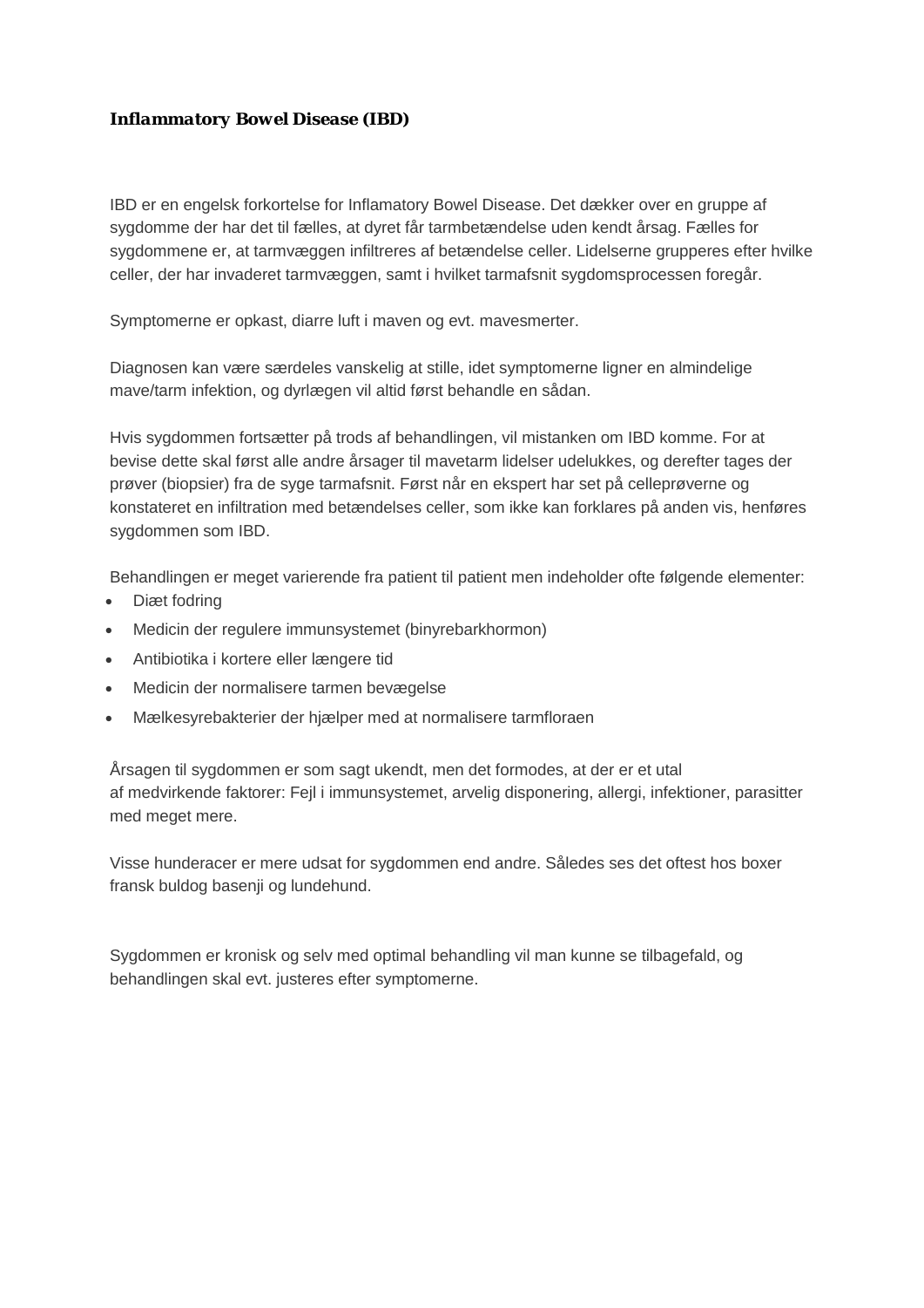# *Inflammatory Bowel Disease (IBD)*

IBD er en engelsk forkortelse for Inflamatory Bowel Disease. Det dækker over en gruppe af sygdomme der har det til fælles, at dyret får tarmbetændelse uden kendt årsag. Fælles for sygdommene er, at tarmvæggen infiltreres af betændelse celler. Lidelserne grupperes efter hvilke celler, der har invaderet tarmvæggen, samt i hvilket tarmafsnit sygdomsprocessen foregår.

Symptomerne er opkast, diarre luft i maven og evt. mavesmerter.

Diagnosen kan være særdeles vanskelig at stille, idet symptomerne ligner en almindelige mave/tarm infektion, og dyrlægen vil altid først behandle en sådan.

Hvis sygdommen fortsætter på trods af behandlingen, vil mistanken om IBD komme. For at bevise dette skal først alle andre årsager til mavetarm lidelser udelukkes, og derefter tages der prøver (biopsier) fra de syge tarmafsnit. Først når en ekspert har set på celleprøverne og konstateret en infiltration med betændelses celler, som ikke kan forklares på anden vis, henføres sygdommen som IBD.

Behandlingen er meget varierende fra patient til patient men indeholder ofte følgende elementer:

- Diæt fodring
- Medicin der regulere immunsystemet (binyrebarkhormon)
- Antibiotika i kortere eller længere tid
- Medicin der normalisere tarmen bevægelse
- Mælkesyrebakterier der hjælper med at normalisere tarmfloraen

Årsagen til sygdommen er som sagt ukendt, men det formodes, at der er et utal af medvirkende faktorer: Fejl i immunsystemet, arvelig disponering, allergi, infektioner, parasitter med meget mere.

Visse hunderacer er mere udsat for sygdommen end andre. Således ses det oftest hos boxer fransk buldog basenji og lundehund.

Sygdommen er kronisk og selv med optimal behandling vil man kunne se tilbagefald, og behandlingen skal evt. justeres efter symptomerne.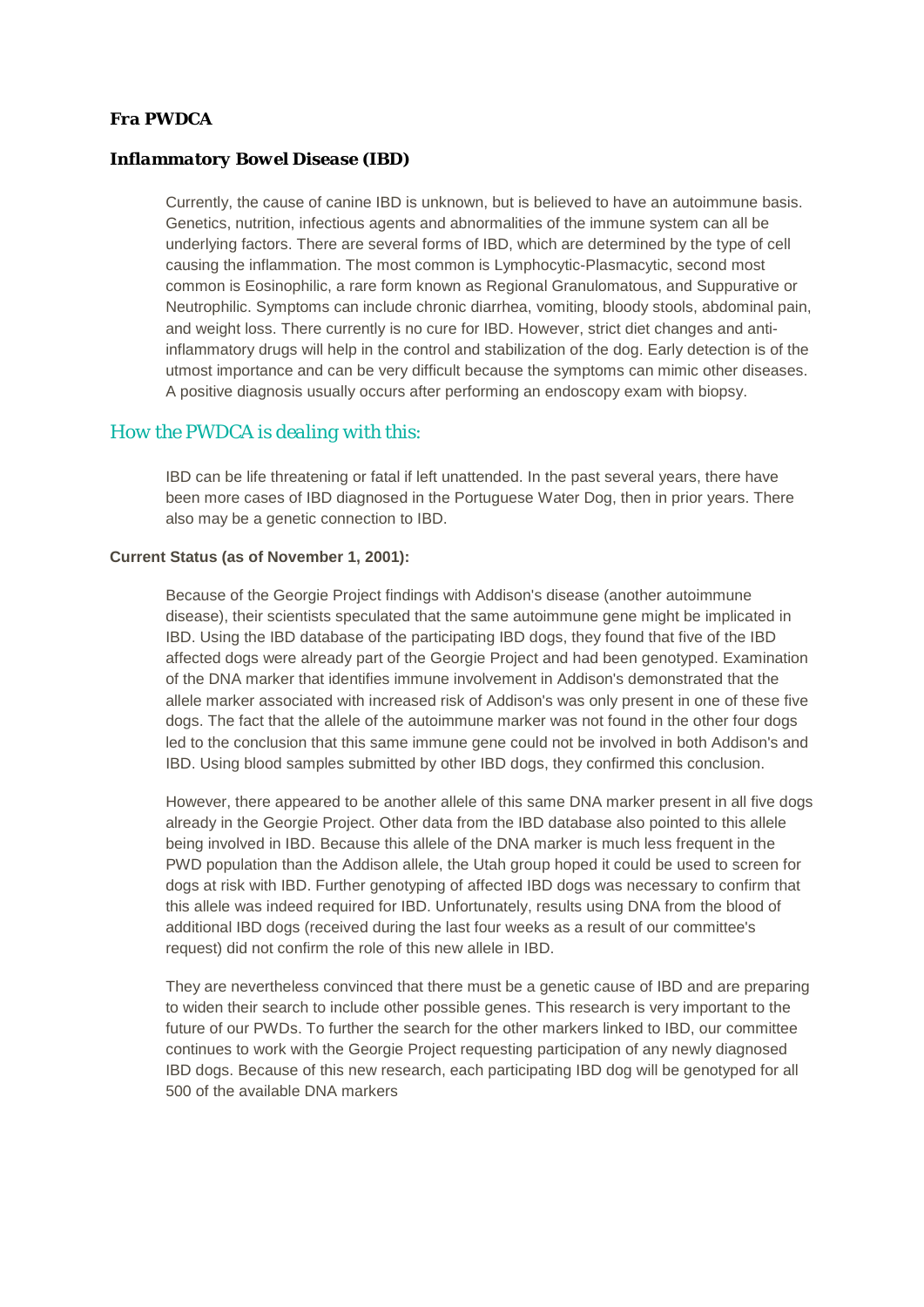**Fra PWDCA**

***Inflammatory Bowel Disease (IBD)***

Currently, the cause of canine IBD is unknown, but is believed to have an autoimmune basis. Genetics, nutrition, infectious agents and abnormalities of the immune system can all be underlying factors. There are several forms of IBD, which are determined by the type of cell causing the inflammation. The most common is Lymphocytic-Plasmacytic, second most common is Eosinophilic, a rare form known as Regional Granulomatous, and Suppurative or Neutrophilic. Symptoms can include chronic diarrhea, vomiting, bloody stools, abdominal pain, and weight loss. There currently is no cure for IBD. However, strict diet changes and anti-inflammatory drugs will help in the control and stabilization of the dog. Early detection is of the utmost importance and can be very difficult because the symptoms can mimic other diseases. A positive diagnosis usually occurs after performing an endoscopy exam with biopsy.

## How the PWDCA is dealing with this:

IBD can be life threatening or fatal if left unattended. In the past several years, there have been more cases of IBD diagnosed in the Portuguese Water Dog, then in prior years. There also may be a genetic connection to IBD.

**Current Status (as of November 1, 2001):**

Because of the Georgie Project findings with Addison's disease (another autoimmune disease), their scientists speculated that the same autoimmune gene might be implicated in IBD. Using the IBD database of the participating IBD dogs, they found that five of the IBD affected dogs were already part of the Georgie Project and had been genotyped. Examination of the DNA marker that identifies immune involvement in Addison's demonstrated that the allele marker associated with increased risk of Addison's was only present in one of these five dogs. The fact that the allele of the autoimmune marker was not found in the other four dogs led to the conclusion that this same immune gene could not be involved in both Addison's and IBD. Using blood samples submitted by other IBD dogs, they confirmed this conclusion.

However, there appeared to be another allele of this same DNA marker present in all five dogs already in the Georgie Project. Other data from the IBD database also pointed to this allele being involved in IBD. Because this allele of the DNA marker is much less frequent in the PWD population than the Addison allele, the Utah group hoped it could be used to screen for dogs at risk with IBD. Further genotyping of affected IBD dogs was necessary to confirm that this allele was indeed required for IBD. Unfortunately, results using DNA from the blood of additional IBD dogs (received during the last four weeks as a result of our committee's request) did not confirm the role of this new allele in IBD.

They are nevertheless convinced that there must be a genetic cause of IBD and are preparing to widen their search to include other possible genes. This research is very important to the future of our PWDs. To further the search for the other markers linked to IBD, our committee continues to work with the Georgie Project requesting participation of any newly diagnosed IBD dogs. Because of this new research, each participating IBD dog will be genotyped for all 500 of the available DNA markers